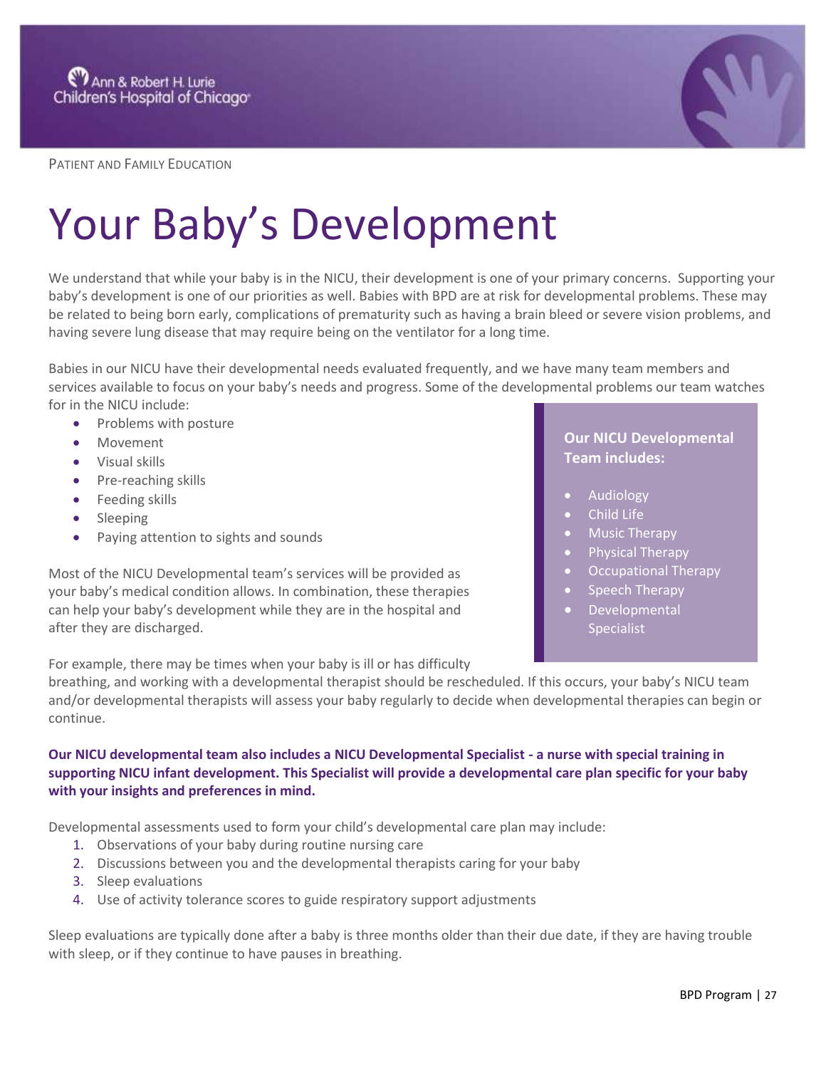PATIENT AND FAMILY EDUCATION

# Your Baby's Development

We understand that while your baby is in the NICU, their development is one of your primary concerns. Supporting your baby's development is one of our priorities as well. Babies with BPD are at risk for developmental problems. These may be related to being born early, complications of prematurity such as having a brain bleed or severe vision problems, and having severe lung disease that may require being on the ventilator for a long time.

Babies in our NICU have their developmental needs evaluated frequently, and we have many team members and services available to focus on your baby's needs and progress. Some of the developmental problems our team watches for in the NICU include:

- Problems with posture
- Movement
- Visual skills
- Pre-reaching skills
- Feeding skills
- Sleeping
- Paying attention to sights and sounds

**Our NICU Developmental Team includes:**

- Audiology
- Child Life
- Music Therapy
- Physical Therapy
- Occupational Therapy
- Speech Therapy
- Developmental Specialist

Most of the NICU Developmental team's services will be provided as your baby's medical condition allows. In combination, these therapies can help your baby's development while they are in the hospital and after they are discharged.

For example, there may be times when your baby is ill or has difficulty breathing, and working with a developmental therapist should be rescheduled. If this occurs, your baby's NICU team and/or developmental therapists will assess your baby regularly to decide when developmental therapies can begin or continue.

**Our NICU developmental team also includes a NICU Developmental Specialist - a nurse with special training in supporting NICU infant development. This Specialist will provide a developmental care plan specific for your baby with your insights and preferences in mind.**

Developmental assessments used to form your child's developmental care plan may include:

1. Observations of your baby during routine nursing care
2. Discussions between you and the developmental therapists caring for your baby
3. Sleep evaluations
4. Use of activity tolerance scores to guide respiratory support adjustments

Sleep evaluations are typically done after a baby is three months older than their due date, if they are having trouble with sleep, or if they continue to have pauses in breathing.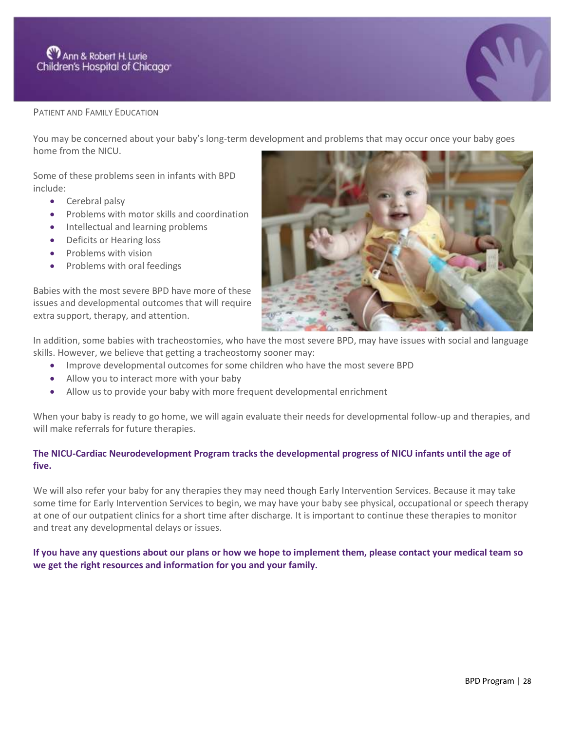PATIENT AND FAMILY EDUCATION

You may be concerned about your baby's long-term development and problems that may occur once your baby goes home from the NICU.

Some of these problems seen in infants with BPD include:

- Cerebral palsy
- Problems with motor skills and coordination
- Intellectual and learning problems
- Deficits or Hearing loss
- Problems with vision
- Problems with oral feedings

Babies with the most severe BPD have more of these issues and developmental outcomes that will require extra support, therapy, and attention.

In addition, some babies with tracheostomies, who have the most severe BPD, may have issues with social and language skills. However, we believe that getting a tracheostomy sooner may:

- Improve developmental outcomes for some children who have the most severe BPD
- Allow you to interact more with your baby
- Allow us to provide your baby with more frequent developmental enrichment

When your baby is ready to go home, we will again evaluate their needs for developmental follow-up and therapies, and will make referrals for future therapies.

**The NICU-Cardiac Neurodevelopment Program tracks the developmental progress of NICU infants until the age of five.**

We will also refer your baby for any therapies they may need though Early Intervention Services. Because it may take some time for Early Intervention Services to begin, we may have your baby see physical, occupational or speech therapy at one of our outpatient clinics for a short time after discharge. It is important to continue these therapies to monitor and treat any developmental delays or issues.

**If you have any questions about our plans or how we hope to implement them, please contact your medical team so we get the right resources and information for you and your family.**